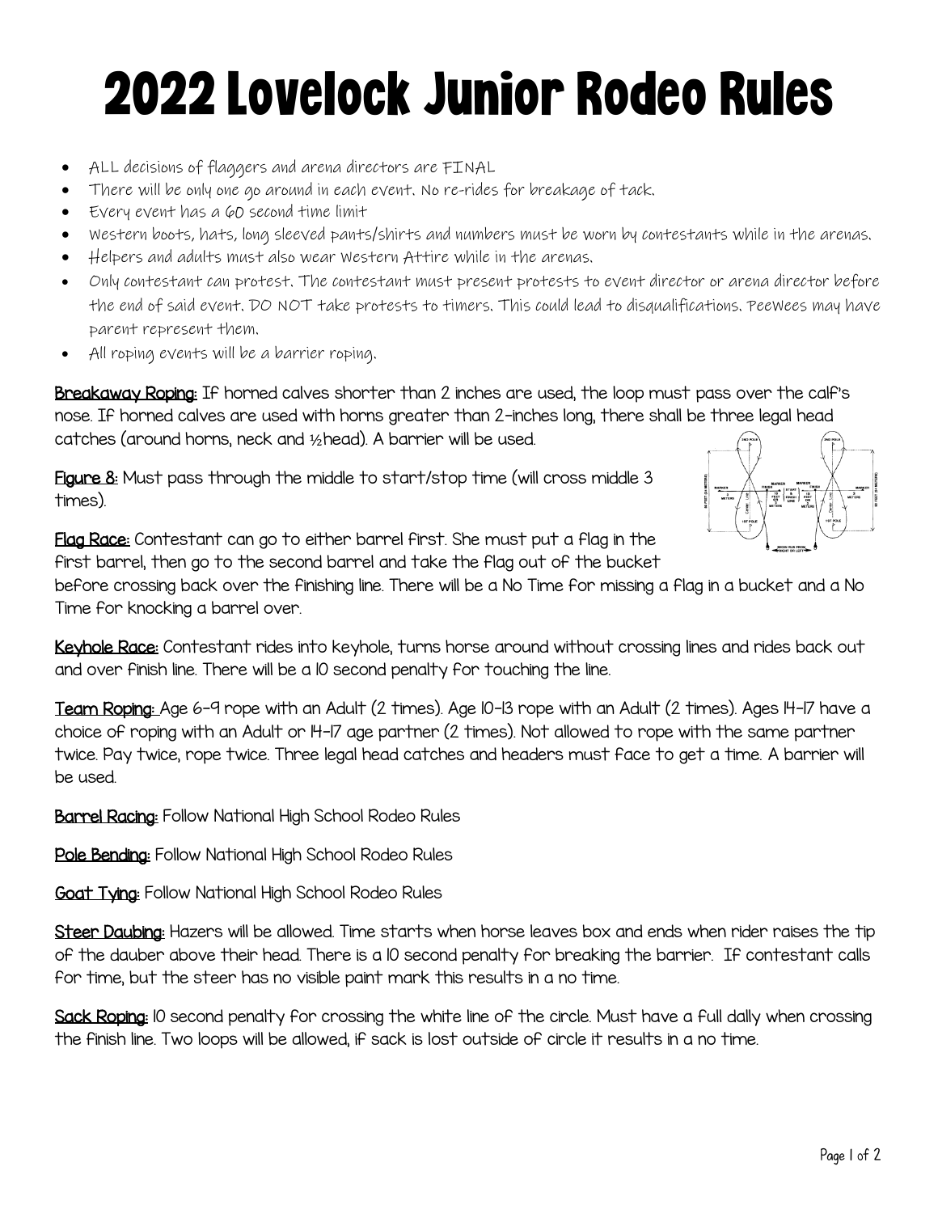# 2022 Lovelock Junior Rodeo Rules

- ALL decisions of flaggers and arena directors are FINAL
- There will be only one go around in each event. No re-rides for breakage of tack.
- Every event has a 60 second time limit
- Western boots, hats, long sleeved pants/shirts and numbers must be worn by contestants while in the arenas.
- Helpers and adults must also wear Western Attire while in the arenas.
- Only contestant can protest. The contestant must present protests to event director or arena director before the end of said event. DO NOT take protests to timers. This could lead to disqualifications. PeeWees may have parent represent them.
- All roping events will be a barrier roping.

**Breakaway Roping:** If horned calves shorter than 2 inches are used, the loop must pass over the calf's nose. If horned calves are used with horns greater than 2-inches long, there shall be three legal head catches (around horns, neck and ½ head). A barrier will be used.

**Figure 8:** Must pass through the middle to start/stop time (will cross middle 3 times).

**Flag Race:** Contestant can go to either barrel first. She must put a flag in the first barrel, then go to the second barrel and take the flag out of the bucket before crossing back over the finishing line. There will be a No Time for missing a flag in a bucket and a No Time for knocking a barrel over.

**Keyhole Race:** Contestant rides into keyhole, turns horse around without crossing lines and rides back out and over finish line. There will be a 10 second penalty for touching the line.

**Team Roping:** Age 6-9 rope with an Adult (2 times). Age 10-13 rope with an Adult (2 times). Ages 14-17 have a choice of roping with an Adult or 14-17 age partner (2 times). Not allowed to rope with the same partner twice. Pay twice, rope twice. Three legal head catches and headers must face to get a time. A barrier will be used.

**Barrel Racing:** Follow National High School Rodeo Rules

**Pole Bending:** Follow National High School Rodeo Rules

**Goat Tying:** Follow National High School Rodeo Rules

**Steer Daubing:** Hazers will be allowed. Time starts when horse leaves box and ends when rider raises the tip of the dauber above their head. There is a 10 second penalty for breaking the barrier. If contestant calls for time, but the steer has no visible paint mark this results in a no time.

**Sack Roping:** 10 second penalty for crossing the white line of the circle. Must have a full dally when crossing the finish line. Two loops will be allowed, if sack is lost outside of circle it results in a no time.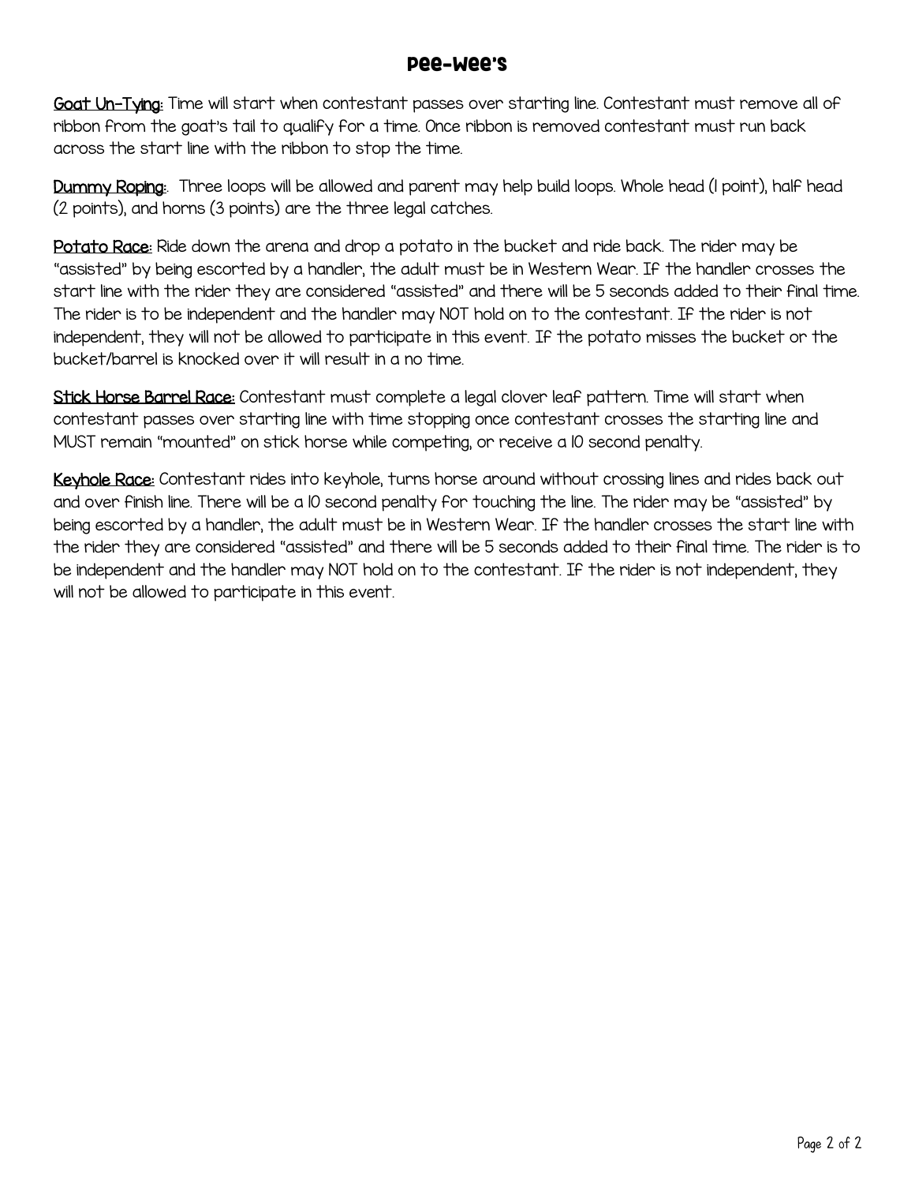# Pee-Wee's

**Goat Un-Tying:** Time will start when contestant passes over starting line. Contestant must remove all of ribbon from the goat's tail to qualify for a time. Once ribbon is removed contestant must run back across the start line with the ribbon to stop the time.

**Dummy Roping:**. Three loops will be allowed and parent may help build loops. Whole head (1 point), half head (2 points), and horns (3 points) are the three legal catches.

**Potato Race:** Ride down the arena and drop a potato in the bucket and ride back. The rider may be "assisted" by being escorted by a handler, the adult must be in Western Wear. If the handler crosses the start line with the rider they are considered "assisted" and there will be 5 seconds added to their final time. The rider is to be independent and the handler may NOT hold on to the contestant. If the rider is not independent, they will not be allowed to participate in this event. If the potato misses the bucket or the bucket/barrel is knocked over it will result in a no time.

**Stick Horse Barrel Race:** Contestant must complete a legal clover leaf pattern. Time will start when contestant passes over starting line with time stopping once contestant crosses the starting line and MUST remain "mounted" on stick horse while competing, or receive a 10 second penalty.

**Keyhole Race:** Contestant rides into keyhole, turns horse around without crossing lines and rides back out and over finish line. There will be a 10 second penalty for touching the line. The rider may be "assisted" by being escorted by a handler, the adult must be in Western Wear. If the handler crosses the start line with the rider they are considered "assisted" and there will be 5 seconds added to their final time. The rider is to be independent and the handler may NOT hold on to the contestant. If the rider is not independent, they will not be allowed to participate in this event.